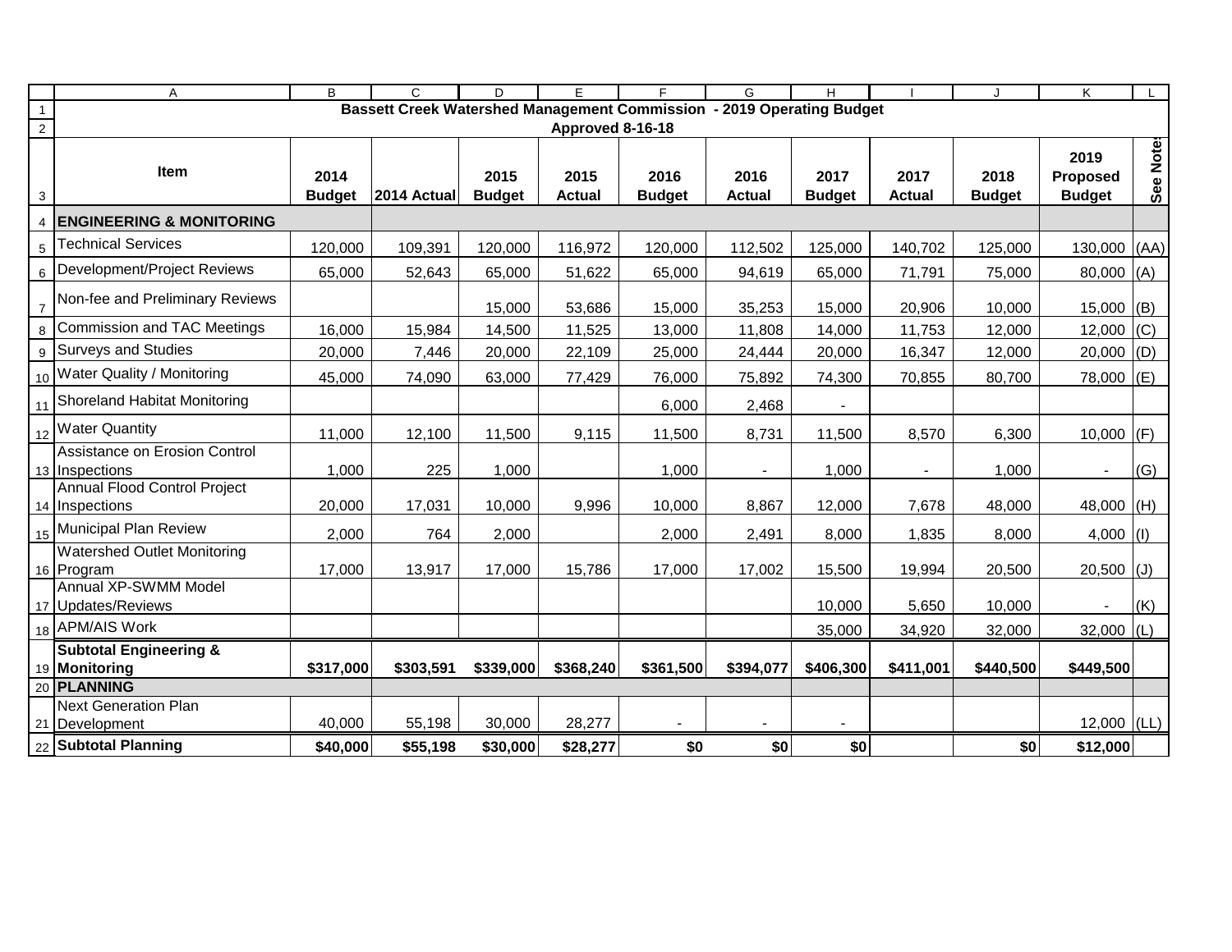# Bassett Creek Watershed Management Commission - 2019 Operating Budget

## Approved 8-16-18

| Item | 2014 Budget | 2014 Actual | 2015 Budget | 2015 Actual | 2016 Budget | 2016 Actual | 2017 Budget | 2017 Actual | 2018 Budget | 2019 Proposed Budget | See Notes |
|---|---|---|---|---|---|---|---|---|---|---|---|
| **ENGINEERING & MONITORING** | | | | | | | | | | | |
| Technical Services | 120,000 | 109,391 | 120,000 | 116,972 | 120,000 | 112,502 | 125,000 | 140,702 | 125,000 | 130,000 | (AA) |
| Development/Project Reviews | 65,000 | 52,643 | 65,000 | 51,622 | 65,000 | 94,619 | 65,000 | 71,791 | 75,000 | 80,000 | (A) |
| Non-fee and Preliminary Reviews | | | 15,000 | 53,686 | 15,000 | 35,253 | 15,000 | 20,906 | 10,000 | 15,000 | (B) |
| Commission and TAC Meetings | 16,000 | 15,984 | 14,500 | 11,525 | 13,000 | 11,808 | 14,000 | 11,753 | 12,000 | 12,000 | (C) |
| Surveys and Studies | 20,000 | 7,446 | 20,000 | 22,109 | 25,000 | 24,444 | 20,000 | 16,347 | 12,000 | 20,000 | (D) |
| Water Quality / Monitoring | 45,000 | 74,090 | 63,000 | 77,429 | 76,000 | 75,892 | 74,300 | 70,855 | 80,700 | 78,000 | (E) |
| Shoreland Habitat Monitoring | | | | | 6,000 | 2,468 | - | | | | |
| Water Quantity | 11,000 | 12,100 | 11,500 | 9,115 | 11,500 | 8,731 | 11,500 | 8,570 | 6,300 | 10,000 | (F) |
| Assistance on Erosion Control Inspections | 1,000 | 225 | 1,000 | | 1,000 | - | 1,000 | - | 1,000 | - | (G) |
| Annual Flood Control Project Inspections | 20,000 | 17,031 | 10,000 | 9,996 | 10,000 | 8,867 | 12,000 | 7,678 | 48,000 | 48,000 | (H) |
| Municipal Plan Review | 2,000 | 764 | 2,000 | | 2,000 | 2,491 | 8,000 | 1,835 | 8,000 | 4,000 | (I) |
| Watershed Outlet Monitoring Program | 17,000 | 13,917 | 17,000 | 15,786 | 17,000 | 17,002 | 15,500 | 19,994 | 20,500 | 20,500 | (J) |
| Annual XP-SWMM Model Updates/Reviews | | | | | | | 10,000 | 5,650 | 10,000 | - | (K) |
| APM/AIS Work | | | | | | | 35,000 | 34,920 | 32,000 | 32,000 | (L) |
| **Subtotal Engineering & Monitoring** | **$317,000** | **$303,591** | **$339,000** | **$368,240** | **$361,500** | **$394,077** | **$406,300** | **$411,001** | **$440,500** | **$449,500** | |
| **PLANNING** | | | | | | | | | | | |
| Next Generation Plan Development | 40,000 | 55,198 | 30,000 | 28,277 | - | - | - | | | 12,000 | (LL) |
| **Subtotal Planning** | **$40,000** | **$55,198** | **$30,000** | **$28,277** | **$0** | **$0** | **$0** | | **$0** | **$12,000** | |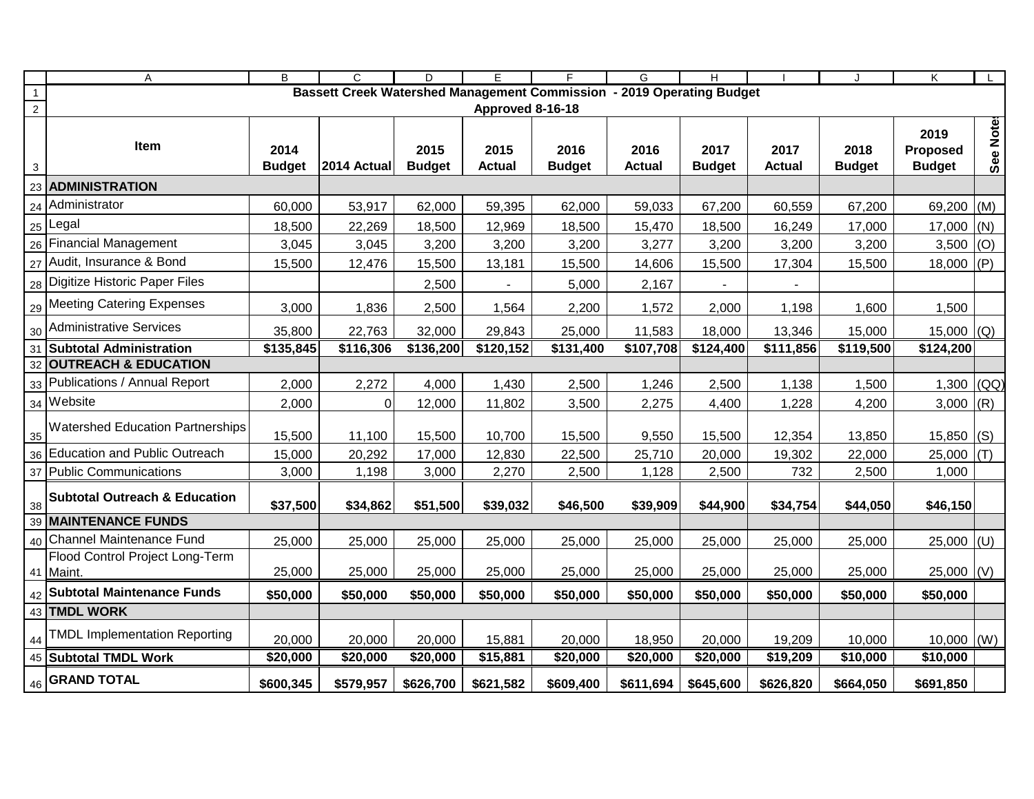# Bassett Creek Watershed Management Commission - 2019 Operating Budget

Approved 8-16-18

| Item | 2014 Budget | 2014 Actual | 2015 Budget | 2015 Actual | 2016 Budget | 2016 Actual | 2017 Budget | 2017 Actual | 2018 Budget | 2019 Proposed Budget | See Notes |
|---|---|---|---|---|---|---|---|---|---|---|---|
| **ADMINISTRATION** | | | | | | | | | | | |
| Administrator | 60,000 | 53,917 | 62,000 | 59,395 | 62,000 | 59,033 | 67,200 | 60,559 | 67,200 | 69,200 | (M) |
| Legal | 18,500 | 22,269 | 18,500 | 12,969 | 18,500 | 15,470 | 18,500 | 16,249 | 17,000 | 17,000 | (N) |
| Financial Management | 3,045 | 3,045 | 3,200 | 3,200 | 3,200 | 3,277 | 3,200 | 3,200 | 3,200 | 3,500 | (O) |
| Audit, Insurance & Bond | 15,500 | 12,476 | 15,500 | 13,181 | 15,500 | 14,606 | 15,500 | 17,304 | 15,500 | 18,000 | (P) |
| Digitize Historic Paper Files | | | 2,500 | - | 5,000 | 2,167 | - | - | | | |
| Meeting Catering Expenses | 3,000 | 1,836 | 2,500 | 1,564 | 2,200 | 1,572 | 2,000 | 1,198 | 1,600 | 1,500 | |
| Administrative Services | 35,800 | 22,763 | 32,000 | 29,843 | 25,000 | 11,583 | 18,000 | 13,346 | 15,000 | 15,000 | (Q) |
| **Subtotal Administration** | **$135,845** | **$116,306** | **$136,200** | **$120,152** | **$131,400** | **$107,708** | **$124,400** | **$111,856** | **$119,500** | **$124,200** | |
| **OUTREACH & EDUCATION** | | | | | | | | | | | |
| Publications / Annual Report | 2,000 | 2,272 | 4,000 | 1,430 | 2,500 | 1,246 | 2,500 | 1,138 | 1,500 | 1,300 | (QQ) |
| Website | 2,000 | 0 | 12,000 | 11,802 | 3,500 | 2,275 | 4,400 | 1,228 | 4,200 | 3,000 | (R) |
| Watershed Education Partnerships | 15,500 | 11,100 | 15,500 | 10,700 | 15,500 | 9,550 | 15,500 | 12,354 | 13,850 | 15,850 | (S) |
| Education and Public Outreach | 15,000 | 20,292 | 17,000 | 12,830 | 22,500 | 25,710 | 20,000 | 19,302 | 22,000 | 25,000 | (T) |
| Public Communications | 3,000 | 1,198 | 3,000 | 2,270 | 2,500 | 1,128 | 2,500 | 732 | 2,500 | 1,000 | |
| **Subtotal Outreach & Education** | **$37,500** | **$34,862** | **$51,500** | **$39,032** | **$46,500** | **$39,909** | **$44,900** | **$34,754** | **$44,050** | **$46,150** | |
| **MAINTENANCE FUNDS** | | | | | | | | | | | |
| Channel Maintenance Fund | 25,000 | 25,000 | 25,000 | 25,000 | 25,000 | 25,000 | 25,000 | 25,000 | 25,000 | 25,000 | (U) |
| Flood Control Project Long-Term Maint. | 25,000 | 25,000 | 25,000 | 25,000 | 25,000 | 25,000 | 25,000 | 25,000 | 25,000 | 25,000 | (V) |
| **Subtotal Maintenance Funds** | **$50,000** | **$50,000** | **$50,000** | **$50,000** | **$50,000** | **$50,000** | **$50,000** | **$50,000** | **$50,000** | **$50,000** | |
| **TMDL WORK** | | | | | | | | | | | |
| TMDL Implementation Reporting | 20,000 | 20,000 | 20,000 | 15,881 | 20,000 | 18,950 | 20,000 | 19,209 | 10,000 | 10,000 | (W) |
| **Subtotal TMDL Work** | **$20,000** | **$20,000** | **$20,000** | **$15,881** | **$20,000** | **$20,000** | **$20,000** | **$19,209** | **$10,000** | **$10,000** | |
| **GRAND TOTAL** | **$600,345** | **$579,957** | **$626,700** | **$621,582** | **$609,400** | **$611,694** | **$645,600** | **$626,820** | **$664,050** | **$691,850** | |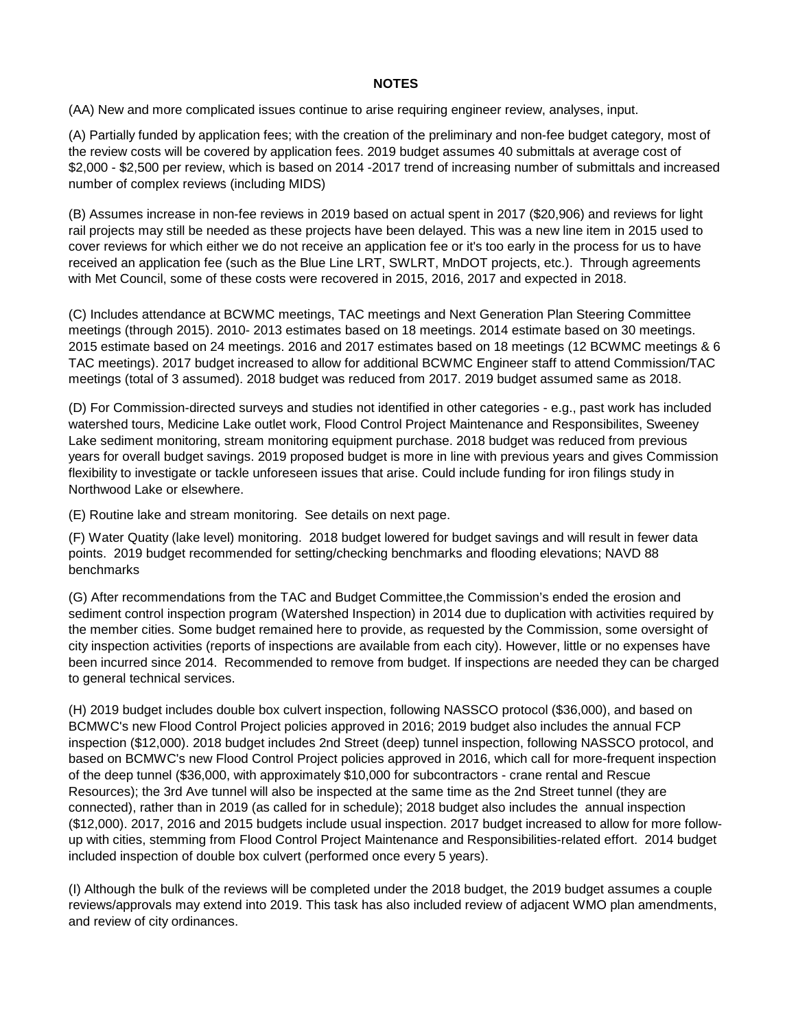**NOTES**

(AA) New and more complicated issues continue to arise requiring engineer review, analyses, input.

(A) Partially funded by application fees; with the creation of the preliminary and non-fee budget category, most of the review costs will be covered by application fees. 2019 budget assumes 40 submittals at average cost of $2,000 - $2,500 per review, which is based on 2014 -2017 trend of increasing number of submittals and increased number of complex reviews (including MIDS)

(B) Assumes increase in non-fee reviews in 2019 based on actual spent in 2017 ($20,906) and reviews for light rail projects may still be needed as these projects have been delayed. This was a new line item in 2015 used to cover reviews for which either we do not receive an application fee or it's too early in the process for us to have received an application fee (such as the Blue Line LRT, SWLRT, MnDOT projects, etc.). Through agreements with Met Council, some of these costs were recovered in 2015, 2016, 2017 and expected in 2018.

(C) Includes attendance at BCWMC meetings, TAC meetings and Next Generation Plan Steering Committee meetings (through 2015). 2010- 2013 estimates based on 18 meetings. 2014 estimate based on 30 meetings. 2015 estimate based on 24 meetings. 2016 and 2017 estimates based on 18 meetings (12 BCWMC meetings & 6 TAC meetings). 2017 budget increased to allow for additional BCWMC Engineer staff to attend Commission/TAC meetings (total of 3 assumed). 2018 budget was reduced from 2017. 2019 budget assumed same as 2018.

(D) For Commission-directed surveys and studies not identified in other categories - e.g., past work has included watershed tours, Medicine Lake outlet work, Flood Control Project Maintenance and Responsibilites, Sweeney Lake sediment monitoring, stream monitoring equipment purchase. 2018 budget was reduced from previous years for overall budget savings. 2019 proposed budget is more in line with previous years and gives Commission flexibility to investigate or tackle unforeseen issues that arise. Could include funding for iron filings study in Northwood Lake or elsewhere.

(E) Routine lake and stream monitoring. See details on next page.

(F) Water Quatity (lake level) monitoring. 2018 budget lowered for budget savings and will result in fewer data points. 2019 budget recommended for setting/checking benchmarks and flooding elevations; NAVD 88 benchmarks

(G) After recommendations from the TAC and Budget Committee,the Commission's ended the erosion and sediment control inspection program (Watershed Inspection) in 2014 due to duplication with activities required by the member cities. Some budget remained here to provide, as requested by the Commission, some oversight of city inspection activities (reports of inspections are available from each city). However, little or no expenses have been incurred since 2014. Recommended to remove from budget. If inspections are needed they can be charged to general technical services.

(H) 2019 budget includes double box culvert inspection, following NASSCO protocol ($36,000), and based on BCMWC's new Flood Control Project policies approved in 2016; 2019 budget also includes the annual FCP inspection ($12,000). 2018 budget includes 2nd Street (deep) tunnel inspection, following NASSCO protocol, and based on BCMWC's new Flood Control Project policies approved in 2016, which call for more-frequent inspection of the deep tunnel ($36,000, with approximately $10,000 for subcontractors - crane rental and Rescue Resources); the 3rd Ave tunnel will also be inspected at the same time as the 2nd Street tunnel (they are connected), rather than in 2019 (as called for in schedule); 2018 budget also includes the annual inspection ($12,000). 2017, 2016 and 2015 budgets include usual inspection. 2017 budget increased to allow for more follow-up with cities, stemming from Flood Control Project Maintenance and Responsibilities-related effort. 2014 budget included inspection of double box culvert (performed once every 5 years).

(I) Although the bulk of the reviews will be completed under the 2018 budget, the 2019 budget assumes a couple reviews/approvals may extend into 2019. This task has also included review of adjacent WMO plan amendments, and review of city ordinances.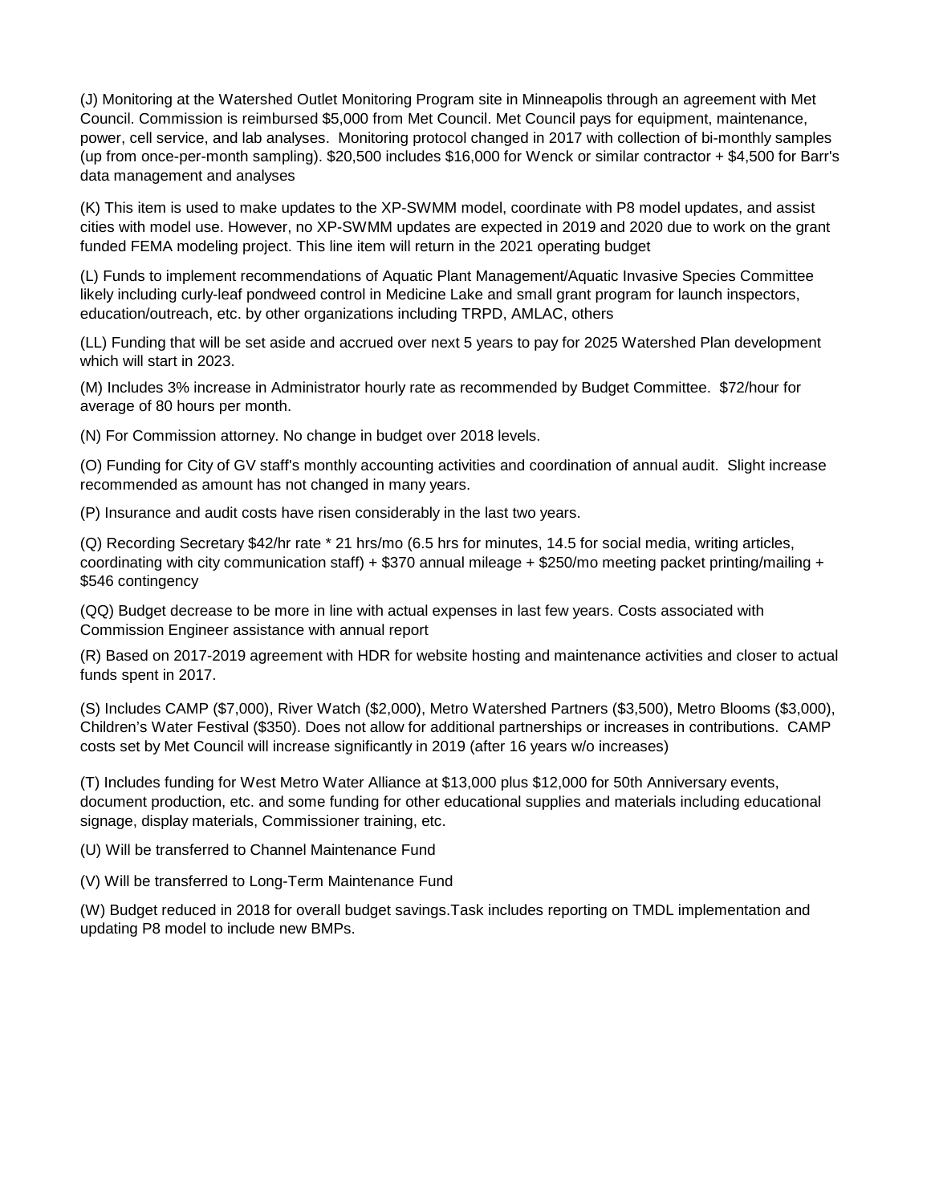(J) Monitoring at the Watershed Outlet Monitoring Program site in Minneapolis through an agreement with Met Council. Commission is reimbursed $5,000 from Met Council. Met Council pays for equipment, maintenance, power, cell service, and lab analyses. Monitoring protocol changed in 2017 with collection of bi-monthly samples (up from once-per-month sampling). $20,500 includes $16,000 for Wenck or similar contractor + $4,500 for Barr's data management and analyses

(K) This item is used to make updates to the XP-SWMM model, coordinate with P8 model updates, and assist cities with model use. However, no XP-SWMM updates are expected in 2019 and 2020 due to work on the grant funded FEMA modeling project. This line item will return in the 2021 operating budget

(L) Funds to implement recommendations of Aquatic Plant Management/Aquatic Invasive Species Committee likely including curly-leaf pondweed control in Medicine Lake and small grant program for launch inspectors, education/outreach, etc. by other organizations including TRPD, AMLAC, others

(LL) Funding that will be set aside and accrued over next 5 years to pay for 2025 Watershed Plan development which will start in 2023.

(M) Includes 3% increase in Administrator hourly rate as recommended by Budget Committee. $72/hour for average of 80 hours per month.

(N) For Commission attorney. No change in budget over 2018 levels.

(O) Funding for City of GV staff's monthly accounting activities and coordination of annual audit. Slight increase recommended as amount has not changed in many years.

(P) Insurance and audit costs have risen considerably in the last two years.

(Q) Recording Secretary $42/hr rate * 21 hrs/mo (6.5 hrs for minutes, 14.5 for social media, writing articles, coordinating with city communication staff) + $370 annual mileage + $250/mo meeting packet printing/mailing + $546 contingency

(QQ) Budget decrease to be more in line with actual expenses in last few years. Costs associated with Commission Engineer assistance with annual report

(R) Based on 2017-2019 agreement with HDR for website hosting and maintenance activities and closer to actual funds spent in 2017.

(S) Includes CAMP ($7,000), River Watch ($2,000), Metro Watershed Partners ($3,500), Metro Blooms ($3,000), Children's Water Festival ($350). Does not allow for additional partnerships or increases in contributions. CAMP costs set by Met Council will increase significantly in 2019 (after 16 years w/o increases)

(T) Includes funding for West Metro Water Alliance at $13,000 plus $12,000 for 50th Anniversary events, document production, etc. and some funding for other educational supplies and materials including educational signage, display materials, Commissioner training, etc.

(U) Will be transferred to Channel Maintenance Fund

(V) Will be transferred to Long-Term Maintenance Fund

(W) Budget reduced in 2018 for overall budget savings.Task includes reporting on TMDL implementation and updating P8 model to include new BMPs.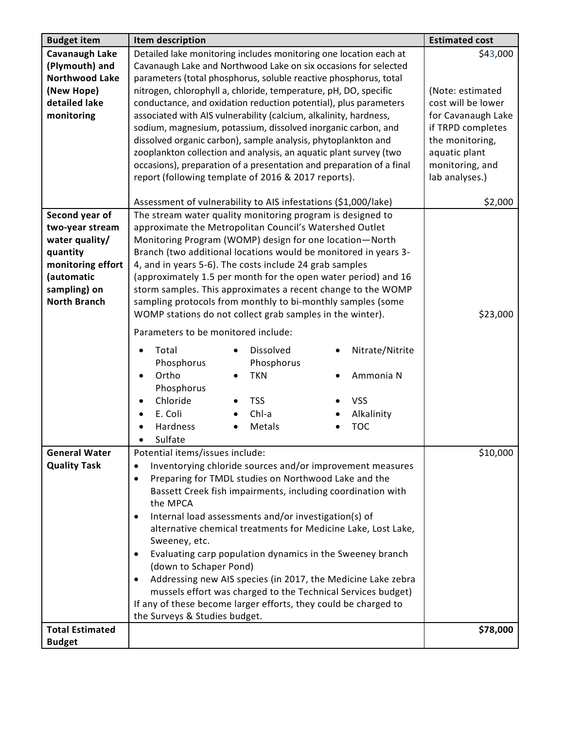| Budget item | Item description | Estimated cost |
| --- | --- | --- |
| **Cavanaugh Lake (Plymouth) and Northwood Lake (New Hope) detailed lake monitoring** | Detailed lake monitoring includes monitoring one location each at Cavanaugh Lake and Northwood Lake on six occasions for selected parameters (total phosphorus, soluble reactive phosphorus, total nitrogen, chlorophyll a, chloride, temperature, pH, DO, specific conductance, and oxidation reduction potential), plus parameters associated with AIS vulnerability (calcium, alkalinity, hardness, sodium, magnesium, potassium, dissolved inorganic carbon, and dissolved organic carbon), sample analysis, phytoplankton and zooplankton collection and analysis, an aquatic plant survey (two occasions), preparation of a presentation and preparation of a final report (following template of 2016 & 2017 reports).<br><br>Assessment of vulnerability to AIS infestations ($1,000/lake) | $43,000<br><br>(Note: estimated cost will be lower for Cavanaugh Lake if TRPD completes the monitoring, aquatic plant monitoring, and lab analyses.)<br><br>$2,000 |
| **Second year of two-year stream water quality/ quantity monitoring effort (automatic sampling) on North Branch** | The stream water quality monitoring program is designed to approximate the Metropolitan Council's Watershed Outlet Monitoring Program (WOMP) design for one location—North Branch (two additional locations would be monitored in years 3-4, and in years 5-6). The costs include 24 grab samples (approximately 1.5 per month for the open water period) and 16 storm samples. This approximates a recent change to the WOMP sampling protocols from monthly to bi-monthly samples (some WOMP stations do not collect grab samples in the winter).<br><br>Parameters to be monitored include:<br>• Total Phosphorus<br>• Dissolved Phosphorus<br>• Nitrate/Nitrite<br>• Ortho Phosphorus<br>• TKN<br>• Ammonia N<br>• Chloride<br>• TSS<br>• VSS<br>• E. Coli<br>• Chl-a<br>• Alkalinity<br>• Hardness<br>• Metals<br>• TOC<br>• Sulfate | $23,000 |
| **General Water Quality Task** | Potential items/issues include:<br>• Inventorying chloride sources and/or improvement measures<br>• Preparing for TMDL studies on Northwood Lake and the Bassett Creek fish impairments, including coordination with the MPCA<br>• Internal load assessments and/or investigation(s) of alternative chemical treatments for Medicine Lake, Lost Lake, Sweeney, etc.<br>• Evaluating carp population dynamics in the Sweeney branch (down to Schaper Pond)<br>• Addressing new AIS species (in 2017, the Medicine Lake zebra mussels effort was charged to the Technical Services budget)<br><br>If any of these become larger efforts, they could be charged to the Surveys & Studies budget. | $10,000 |
| **Total Estimated Budget** | | **$78,000** |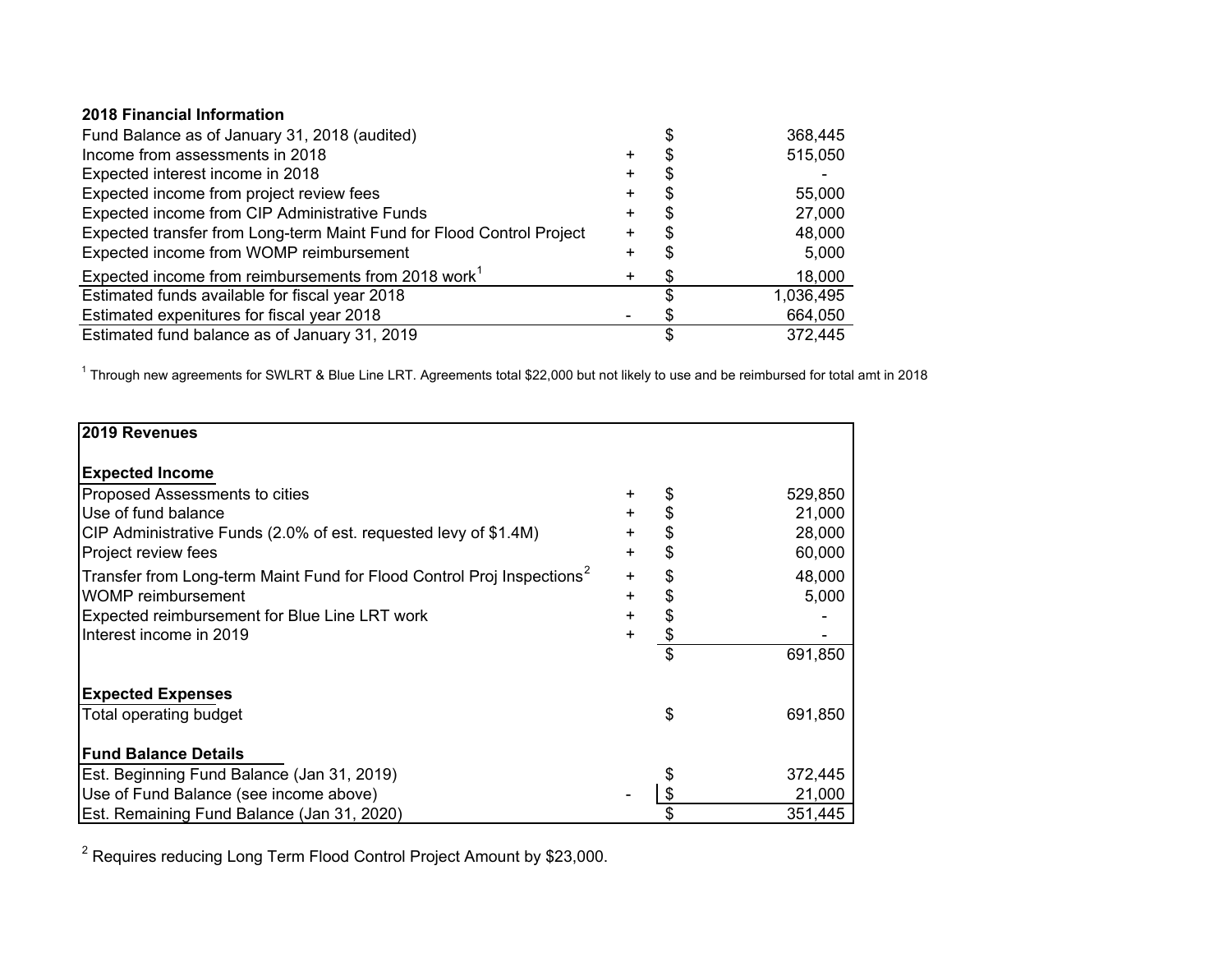**2018 Financial Information**

| | | | |
|---|---|---|---|
| Fund Balance as of January 31, 2018 (audited) | | $ | 368,445 |
| Income from assessments in 2018 | + | $ | 515,050 |
| Expected interest income in 2018 | + | $ | - |
| Expected income from project review fees | + | $ | 55,000 |
| Expected income from CIP Administrative Funds | + | $ | 27,000 |
| Expected transfer from Long-term Maint Fund for Flood Control Project | + | $ | 48,000 |
| Expected income from WOMP reimbursement | + | $ | 5,000 |
| Expected income from reimbursements from 2018 work[1] | + | $ | 18,000 |
| Estimated funds available for fiscal year 2018 | | $ | 1,036,495 |
| Estimated expenitures for fiscal year 2018 | - | $ | 664,050 |
| Estimated fund balance as of January 31, 2019 | | $ | 372,445 |

[1] Through new agreements for SWLRT & Blue Line LRT. Agreements total $22,000 but not likely to use and be reimbursed for total amt in 2018

| **2019 Revenues** | | | |
|---|---|---|---|
| **Expected Income** | | | |
| Proposed Assessments to cities | + | $ | 529,850 |
| Use of fund balance | + | $ | 21,000 |
| CIP Administrative Funds (2.0% of est. requested levy of $1.4M) | + | $ | 28,000 |
| Project review fees | + | $ | 60,000 |
| Transfer from Long-term Maint Fund for Flood Control Proj Inspections[2] | + | $ | 48,000 |
| WOMP reimbursement | + | $ | 5,000 |
| Expected reimbursement for Blue Line LRT work | + | $ | - |
| Interest income in 2019 | + | $ | - |
| | | $ | 691,850 |
| **Expected Expenses** | | | |
| Total operating budget | | $ | 691,850 |
| **Fund Balance Details** | | | |
| Est. Beginning Fund Balance (Jan 31, 2019) | | $ | 372,445 |
| Use of Fund Balance (see income above) | - | $ | 21,000 |
| Est. Remaining Fund Balance (Jan 31, 2020) | | $ | 351,445 |

[2] Requires reducing Long Term Flood Control Project Amount by $23,000.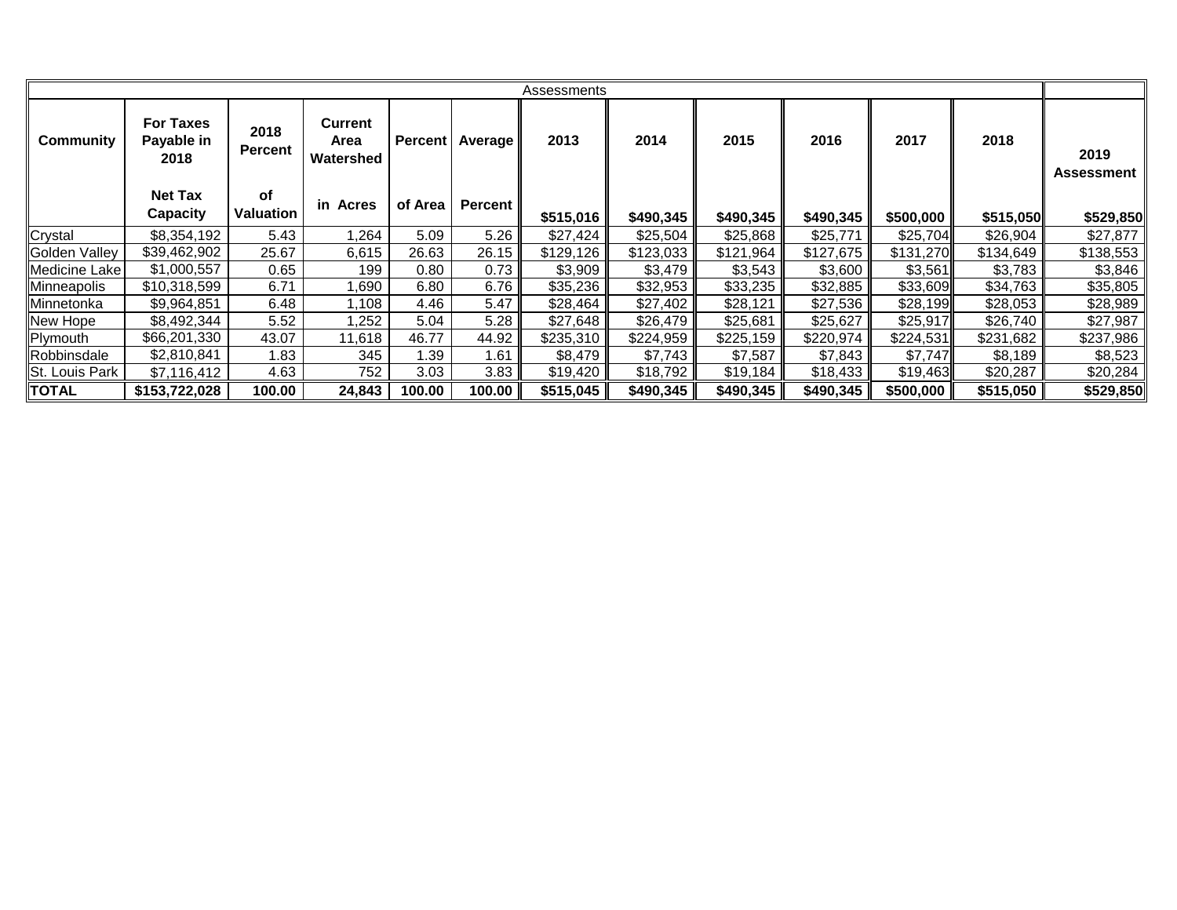| Assessments | | | | | | | | | | | | |
|---|---|---|---|---|---|---|---|---|---|---|---|---|
| **Community** | **For Taxes Payable in 2018 Net Tax Capacity** | **2018 Percent of Valuation** | **Current Area Watershed in Acres** | **Percent of Area** | **Average Percent** | **2013 $515,016** | **2014 $490,345** | **2015 $490,345** | **2016 $490,345** | **2017 $500,000** | **2018 $515,050** | **2019 Assessment $529,850** |
| Crystal | $8,354,192 | 5.43 | 1,264 | 5.09 | 5.26 | $27,424 | $25,504 | $25,868 | $25,771 | $25,704 | $26,904 | $27,877 |
| Golden Valley | $39,462,902 | 25.67 | 6,615 | 26.63 | 26.15 | $129,126 | $123,033 | $121,964 | $127,675 | $131,270 | $134,649 | $138,553 |
| Medicine Lake | $1,000,557 | 0.65 | 199 | 0.80 | 0.73 | $3,909 | $3,479 | $3,543 | $3,600 | $3,561 | $3,783 | $3,846 |
| Minneapolis | $10,318,599 | 6.71 | 1,690 | 6.80 | 6.76 | $35,236 | $32,953 | $33,235 | $32,885 | $33,609 | $34,763 | $35,805 |
| Minnetonka | $9,964,851 | 6.48 | 1,108 | 4.46 | 5.47 | $28,464 | $27,402 | $28,121 | $27,536 | $28,199 | $28,053 | $28,989 |
| New Hope | $8,492,344 | 5.52 | 1,252 | 5.04 | 5.28 | $27,648 | $26,479 | $25,681 | $25,627 | $25,917 | $26,740 | $27,987 |
| Plymouth | $66,201,330 | 43.07 | 11,618 | 46.77 | 44.92 | $235,310 | $224,959 | $225,159 | $220,974 | $224,531 | $231,682 | $237,986 |
| Robbinsdale | $2,810,841 | 1.83 | 345 | 1.39 | 1.61 | $8,479 | $7,743 | $7,587 | $7,843 | $7,747 | $8,189 | $8,523 |
| St. Louis Park | $7,116,412 | 4.63 | 752 | 3.03 | 3.83 | $19,420 | $18,792 | $19,184 | $18,433 | $19,463 | $20,287 | $20,284 |
| **TOTAL** | **$153,722,028** | **100.00** | **24,843** | **100.00** | **100.00** | **$515,045** | **$490,345** | **$490,345** | **$490,345** | **$500,000** | **$515,050** | **$529,850** |